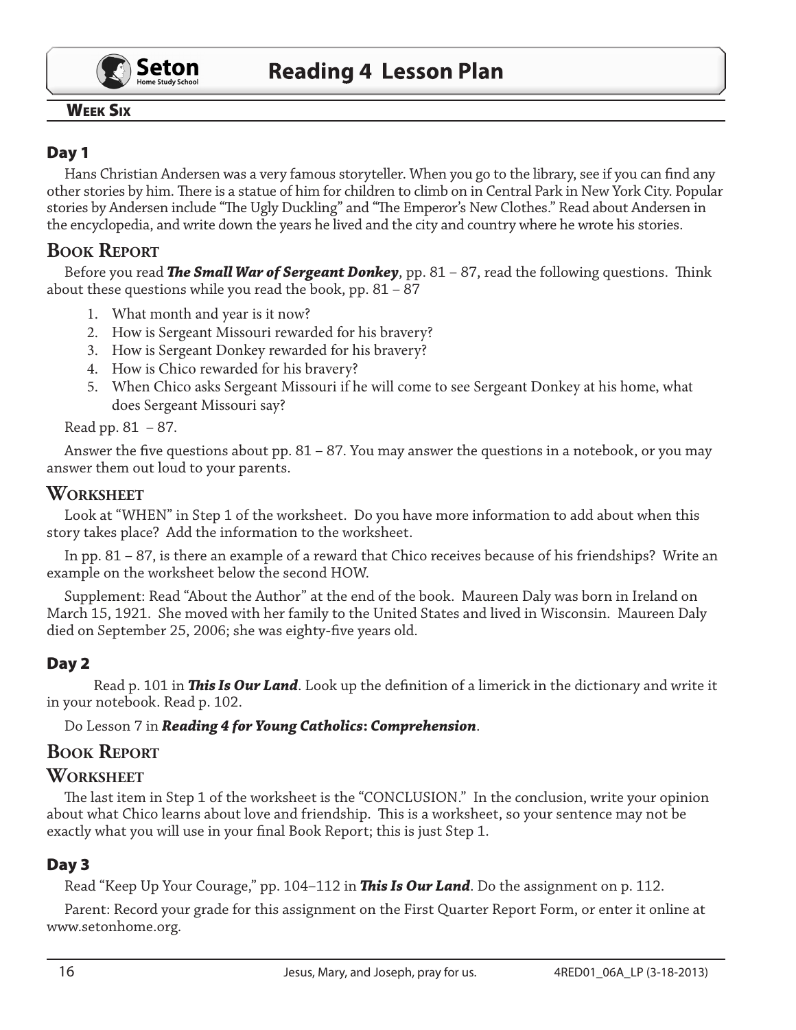# Reading 4 Lesson Plan

## Week Six

### Day 1

Hans Christian Andersen was a very famous storyteller. When you go to the library, see if you can find any other stories by him. There is a statue of him for children to climb on in Central Park in New York City. Popular stories by Andersen include "The Ugly Duckling" and "The Emperor's New Clothes." Read about Andersen in the encyclopedia, and write down the years he lived and the city and country where he wrote his stories.

### Book Report

Before you read ***The Small War of Sergeant Donkey***, pp. 81 – 87, read the following questions. Think about these questions while you read the book, pp. 81 – 87

1. What month and year is it now?
2. How is Sergeant Missouri rewarded for his bravery?
3. How is Sergeant Donkey rewarded for his bravery?
4. How is Chico rewarded for his bravery?
5. When Chico asks Sergeant Missouri if he will come to see Sergeant Donkey at his home, what does Sergeant Missouri say?

Read pp. 81 – 87.

Answer the five questions about pp. 81 – 87. You may answer the questions in a notebook, or you may answer them out loud to your parents.

### Worksheet

Look at "WHEN" in Step 1 of the worksheet. Do you have more information to add about when this story takes place? Add the information to the worksheet.

In pp. 81 – 87, is there an example of a reward that Chico receives because of his friendships? Write an example on the worksheet below the second HOW.

Supplement: Read "About the Author" at the end of the book. Maureen Daly was born in Ireland on March 15, 1921. She moved with her family to the United States and lived in Wisconsin. Maureen Daly died on September 25, 2006; she was eighty-five years old.

### Day 2

Read p. 101 in ***This Is Our Land***. Look up the definition of a limerick in the dictionary and write it in your notebook. Read p. 102.

Do Lesson 7 in ***Reading 4 for Young Catholics: Comprehension***.

### Book Report

### Worksheet

The last item in Step 1 of the worksheet is the "CONCLUSION." In the conclusion, write your opinion about what Chico learns about love and friendship. This is a worksheet, so your sentence may not be exactly what you will use in your final Book Report; this is just Step 1.

### Day 3

Read "Keep Up Your Courage," pp. 104–112 in ***This Is Our Land***. Do the assignment on p. 112.

Parent: Record your grade for this assignment on the First Quarter Report Form, or enter it online at www.setonhome.org.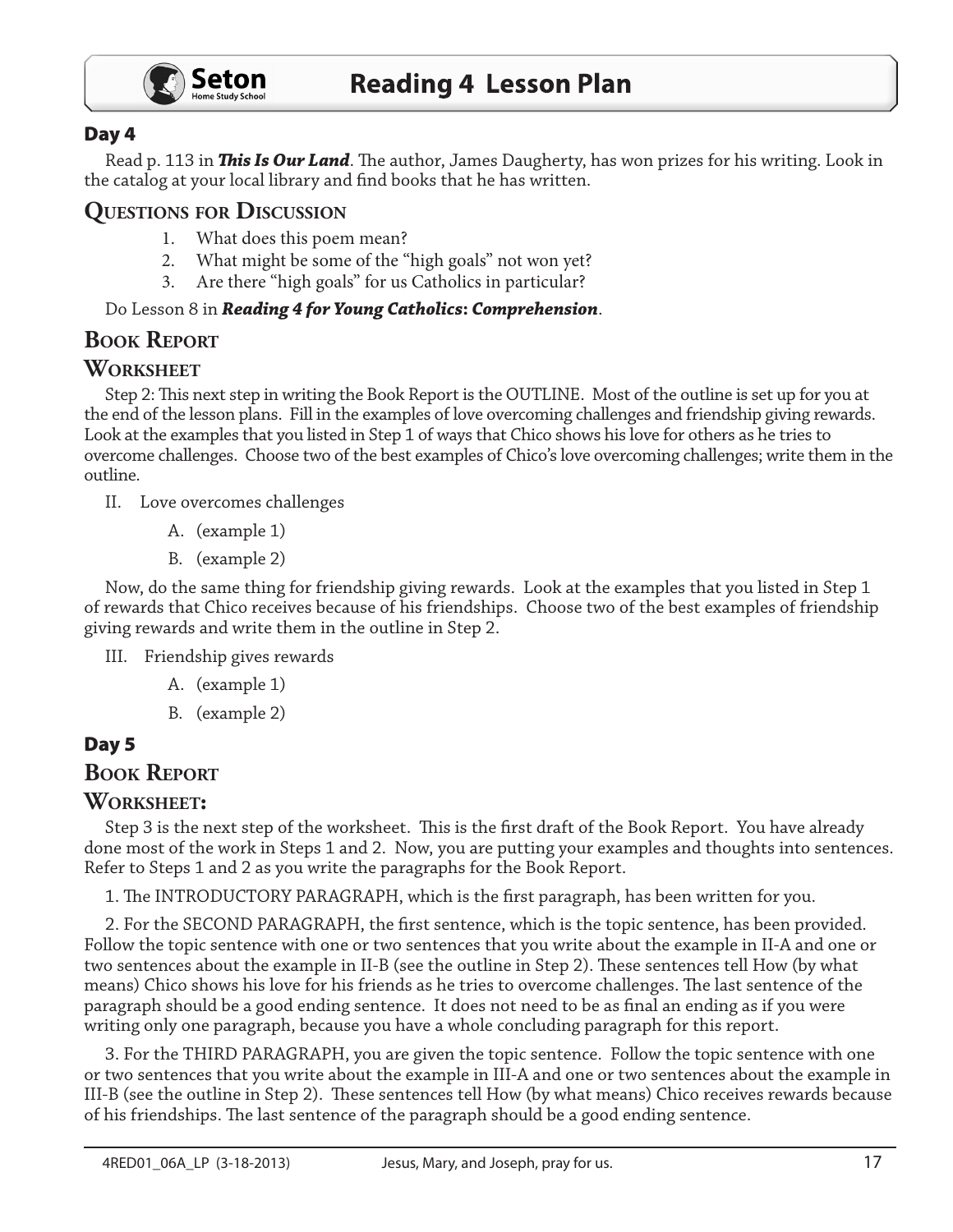## Day 4

Read p. 113 in ***This Is Our Land***. The author, James Daugherty, has won prizes for his writing. Look in the catalog at your local library and find books that he has written.

### Questions for Discussion

1. What does this poem mean?
2. What might be some of the "high goals" not won yet?
3. Are there "high goals" for us Catholics in particular?

Do Lesson 8 in ***Reading 4 for Young Catholics*: *Comprehension***.

### Book Report

### Worksheet

Step 2: This next step in writing the Book Report is the OUTLINE. Most of the outline is set up for you at the end of the lesson plans. Fill in the examples of love overcoming challenges and friendship giving rewards. Look at the examples that you listed in Step 1 of ways that Chico shows his love for others as he tries to overcome challenges. Choose two of the best examples of Chico's love overcoming challenges; write them in the outline.

II. Love overcomes challenges

- A. (example 1)
- B. (example 2)

Now, do the same thing for friendship giving rewards. Look at the examples that you listed in Step 1 of rewards that Chico receives because of his friendships. Choose two of the best examples of friendship giving rewards and write them in the outline in Step 2.

III. Friendship gives rewards

- A. (example 1)
- B. (example 2)

## Day 5

### Book Report

### Worksheet:

Step 3 is the next step of the worksheet. This is the first draft of the Book Report. You have already done most of the work in Steps 1 and 2. Now, you are putting your examples and thoughts into sentences. Refer to Steps 1 and 2 as you write the paragraphs for the Book Report.

1. The INTRODUCTORY PARAGRAPH, which is the first paragraph, has been written for you.

2. For the SECOND PARAGRAPH, the first sentence, which is the topic sentence, has been provided. Follow the topic sentence with one or two sentences that you write about the example in II-A and one or two sentences about the example in II-B (see the outline in Step 2). These sentences tell How (by what means) Chico shows his love for his friends as he tries to overcome challenges. The last sentence of the paragraph should be a good ending sentence. It does not need to be as final an ending as if you were writing only one paragraph, because you have a whole concluding paragraph for this report.

3. For the THIRD PARAGRAPH, you are given the topic sentence. Follow the topic sentence with one or two sentences that you write about the example in III-A and one or two sentences about the example in III-B (see the outline in Step 2). These sentences tell How (by what means) Chico receives rewards because of his friendships. The last sentence of the paragraph should be a good ending sentence.